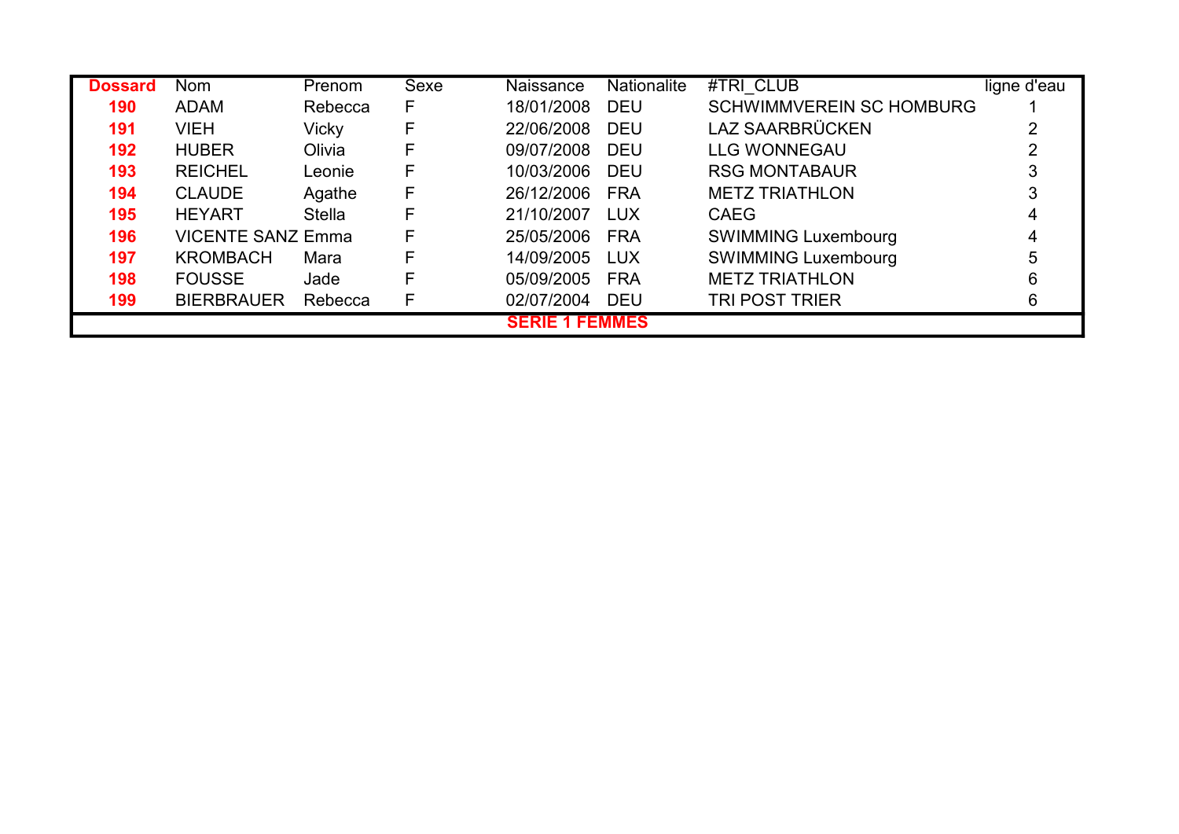| Dossard | Nom | Prenom | Sexe | Naissance | Nationalite | #TRI_CLUB | ligne d'eau |
|---|---|---|---|---|---|---|---|
| **190** | ADAM | Rebecca | F | 18/01/2008 | DEU | SCHWIMMVEREIN SC HOMBURG | 1 |
| **191** | VIEH | Vicky | F | 22/06/2008 | DEU | LAZ SAARBRÜCKEN | 2 |
| **192** | HUBER | Olivia | F | 09/07/2008 | DEU | LLG WONNEGAU | 2 |
| **193** | REICHEL | Leonie | F | 10/03/2006 | DEU | RSG MONTABAUR | 3 |
| **194** | CLAUDE | Agathe | F | 26/12/2006 | FRA | METZ TRIATHLON | 3 |
| **195** | HEYART | Stella | F | 21/10/2007 | LUX | CAEG | 4 |
| **196** | VICENTE SANZ | Emma | F | 25/05/2006 | FRA | SWIMMING Luxembourg | 4 |
| **197** | KROMBACH | Mara | F | 14/09/2005 | LUX | SWIMMING Luxembourg | 5 |
| **198** | FOUSSE | Jade | F | 05/09/2005 | FRA | METZ TRIATHLON | 6 |
| **199** | BIERBRAUER | Rebecca | F | 02/07/2004 | DEU | TRI POST TRIER | 6 |

**SERIE 1 FEMMES**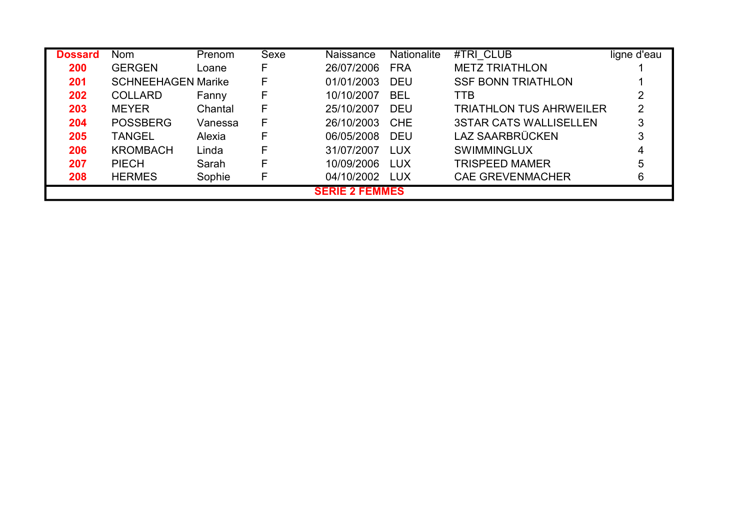| Dossard | Nom | Prenom | Sexe | Naissance | Nationalite | #TRI_CLUB | ligne d'eau |
| --- | --- | --- | --- | --- | --- | --- | --- |
| **200** | GERGEN | Loane | F | 26/07/2006 | FRA | METZ TRIATHLON | 1 |
| **201** | SCHNEEHAGEN | Marike | F | 01/01/2003 | DEU | SSF BONN TRIATHLON | 1 |
| **202** | COLLARD | Fanny | F | 10/10/2007 | BEL | TTB | 2 |
| **203** | MEYER | Chantal | F | 25/10/2007 | DEU | TRIATHLON TUS AHRWEILER | 2 |
| **204** | POSSBERG | Vanessa | F | 26/10/2003 | CHE | 3STAR CATS WALLISELLEN | 3 |
| **205** | TANGEL | Alexia | F | 06/05/2008 | DEU | LAZ SAARBRÜCKEN | 3 |
| **206** | KROMBACH | Linda | F | 31/07/2007 | LUX | SWIMMINGLUX | 4 |
| **207** | PIECH | Sarah | F | 10/09/2006 | LUX | TRISPEED MAMER | 5 |
| **208** | HERMES | Sophie | F | 04/10/2002 | LUX | CAE GREVENMACHER | 6 |

**SERIE 2 FEMMES**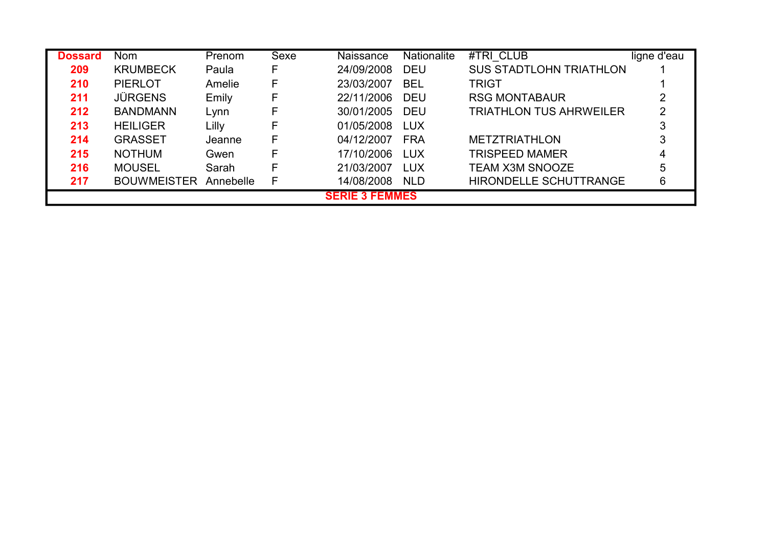| Dossard | Nom | Prenom | Sexe | Naissance | Nationalite | #TRI_CLUB | ligne d'eau |
|---|---|---|---|---|---|---|---|
| 209 | KRUMBECK | Paula | F | 24/09/2008 | DEU | SUS STADTLOHN TRIATHLON | 1 |
| 210 | PIERLOT | Amelie | F | 23/03/2007 | BEL | TRIGT | 1 |
| 211 | JÜRGENS | Emily | F | 22/11/2006 | DEU | RSG MONTABAUR | 2 |
| 212 | BANDMANN | Lynn | F | 30/01/2005 | DEU | TRIATHLON TUS AHRWEILER | 2 |
| 213 | HEILIGER | Lilly | F | 01/05/2008 | LUX | | 3 |
| 214 | GRASSET | Jeanne | F | 04/12/2007 | FRA | METZTRIATHLON | 3 |
| 215 | NOTHUM | Gwen | F | 17/10/2006 | LUX | TRISPEED MAMER | 4 |
| 216 | MOUSEL | Sarah | F | 21/03/2007 | LUX | TEAM X3M SNOOZE | 5 |
| 217 | BOUWMEISTER | Annebelle | F | 14/08/2008 | NLD | HIRONDELLE SCHUTTRANGE | 6 |

**SERIE 3 FEMMES**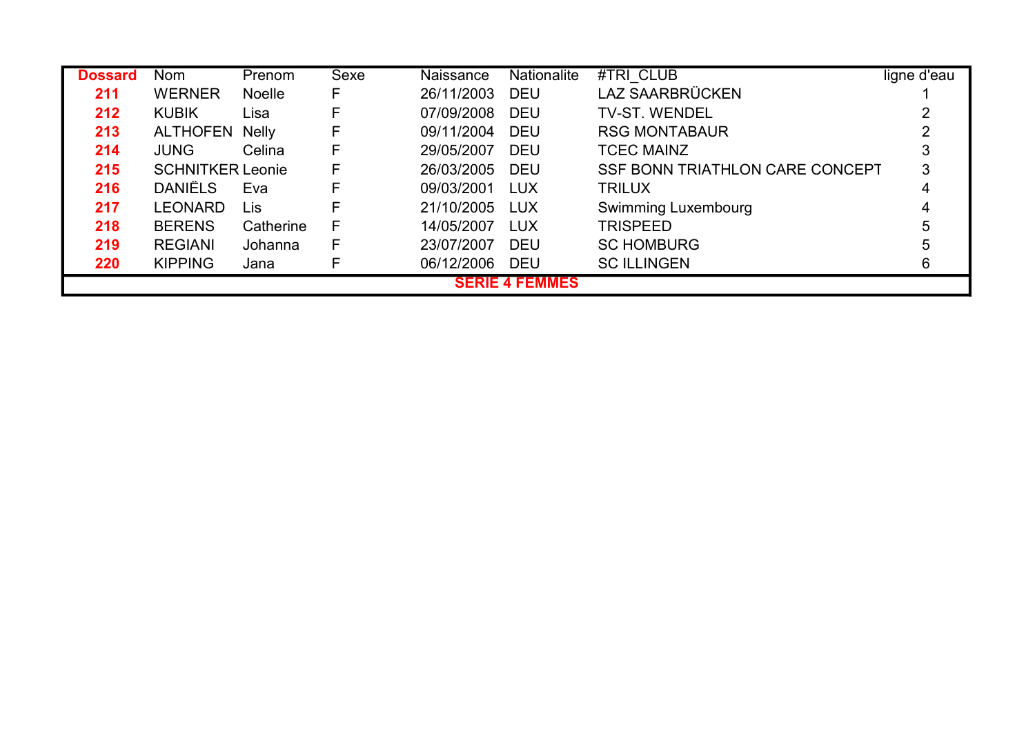| Dossard | Nom | Prenom | Sexe | Naissance | Nationalite | #TRI_CLUB | ligne d'eau |
|---|---|---|---|---|---|---|---|
| 211 | WERNER | Noelle | F | 26/11/2003 | DEU | LAZ SAARBRÜCKEN | 1 |
| 212 | KUBIK | Lisa | F | 07/09/2008 | DEU | TV-ST. WENDEL | 2 |
| 213 | ALTHOFEN | Nelly | F | 09/11/2004 | DEU | RSG MONTABAUR | 2 |
| 214 | JUNG | Celina | F | 29/05/2007 | DEU | TCEC MAINZ | 3 |
| 215 | SCHNITKER | Leonie | F | 26/03/2005 | DEU | SSF BONN TRIATHLON CARE CONCEPT | 3 |
| 216 | DANIËLS | Eva | F | 09/03/2001 | LUX | TRILUX | 4 |
| 217 | LEONARD | Lis | F | 21/10/2005 | LUX | Swimming Luxembourg | 4 |
| 218 | BERENS | Catherine | F | 14/05/2007 | LUX | TRISPEED | 5 |
| 219 | REGIANI | Johanna | F | 23/07/2007 | DEU | SC HOMBURG | 5 |
| 220 | KIPPING | Jana | F | 06/12/2006 | DEU | SC ILLINGEN | 6 |

**SERIE 4 FEMMES**